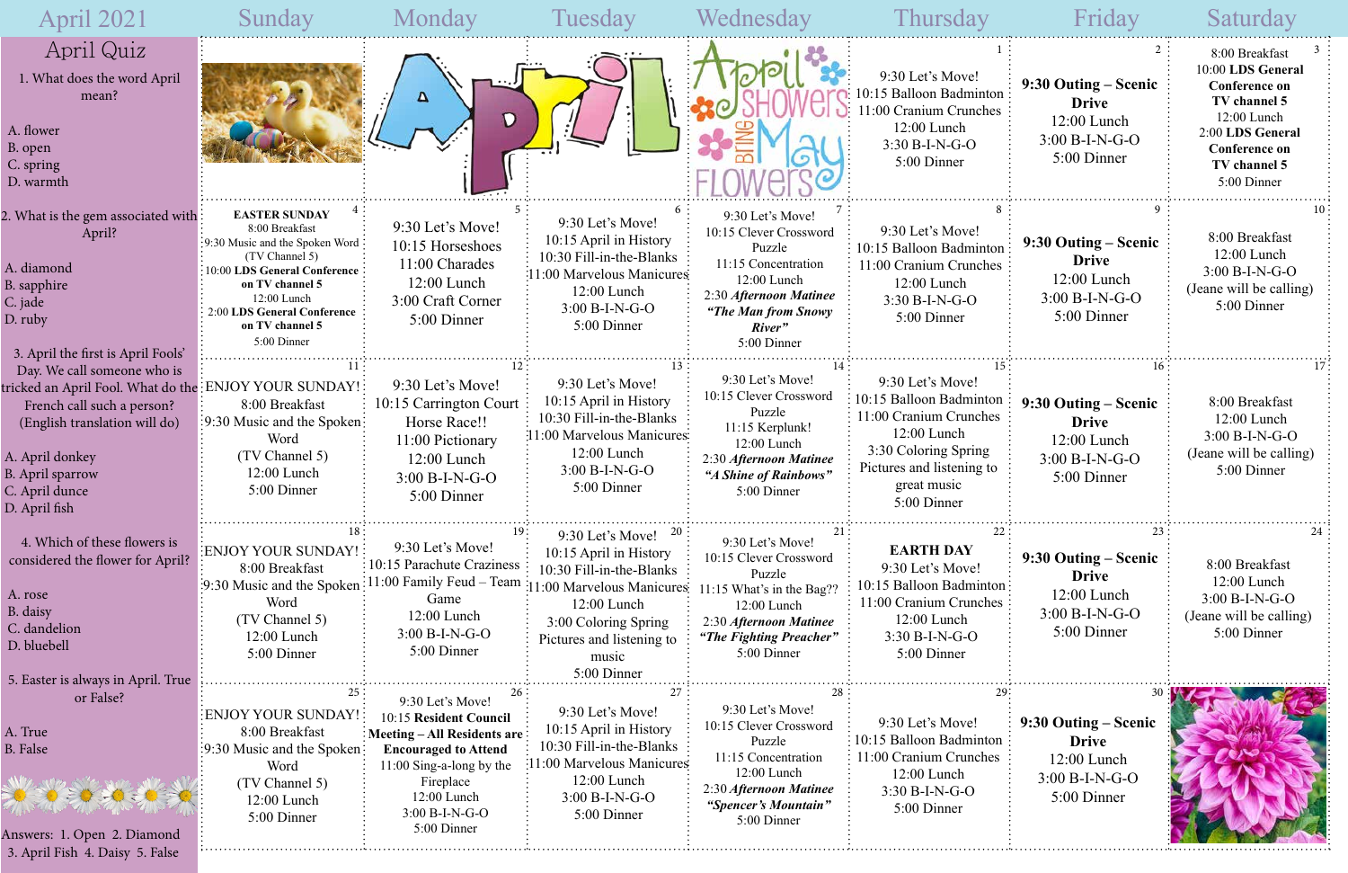# April 2021

## April Quiz

1. What does the word April mean?

A. flower
B. open
C. spring
D. warmth

2. What is the gem associated with April?

A. diamond
B. sapphire
C. jade
D. ruby

3. April the first is April Fools' Day. We call someone who is tricked an April Fool. What do the French call such a person? (English translation will do)

A. April donkey
B. April sparrow
C. April dunce
D. April fish

4. Which of these flowers is considered the flower for April?

A. rose
B. daisy
C. dandelion
D. bluebell

5. Easter is always in April. True or False?

A. True
B. False

Answers: 1. Open 2. Diamond 3. April Fish 4. Daisy 5. False

| Sunday | Monday | Tuesday | Wednesday | Thursday | Friday | Saturday |
|---|---|---|---|---|---|---|
| | | | April Showers Bring May Flowers | **1** 9:30 Let's Move! 10:15 Balloon Badminton 11:00 Cranium Crunches 12:00 Lunch 3:30 B-I-N-G-O 5:00 Dinner | **2** **9:30 Outing – Scenic Drive** 12:00 Lunch 3:00 B-I-N-G-O 5:00 Dinner | **3** 8:00 Breakfast 10:00 **LDS General Conference on TV channel 5** 12:00 Lunch 2:00 **LDS General Conference on TV channel 5** 5:00 Dinner |
| **4** **EASTER SUNDAY** 8:00 Breakfast 9:30 Music and the Spoken Word (TV Channel 5) 10:00 **LDS General Conference on TV channel 5** 12:00 Lunch 2:00 **LDS General Conference on TV channel 5** 5:00 Dinner | **5** 9:30 Let's Move! 10:15 Horseshoes 11:00 Charades 12:00 Lunch 3:00 Craft Corner 5:00 Dinner | **6** 9:30 Let's Move! 10:15 April in History 10:30 Fill-in-the-Blanks 11:00 Marvelous Manicures 12:00 Lunch 3:00 B-I-N-G-O 5:00 Dinner | **7** 9:30 Let's Move! 10:15 Clever Crossword Puzzle 11:15 Concentration 12:00 Lunch 2:30 ***Afternoon Matinee "The Man from Snowy River"*** 5:00 Dinner | **8** 9:30 Let's Move! 10:15 Balloon Badminton 11:00 Cranium Crunches 12:00 Lunch 3:30 B-I-N-G-O 5:00 Dinner | **9** **9:30 Outing – Scenic Drive** 12:00 Lunch 3:00 B-I-N-G-O 5:00 Dinner | **10** 8:00 Breakfast 12:00 Lunch 3:00 B-I-N-G-O (Jeane will be calling) 5:00 Dinner |
| **11** ENJOY YOUR SUNDAY! 8:00 Breakfast 9:30 Music and the Spoken Word (TV Channel 5) 12:00 Lunch 5:00 Dinner | **12** 9:30 Let's Move! 10:15 Carrington Court Horse Race!! 11:00 Pictionary 12:00 Lunch 3:00 B-I-N-G-O 5:00 Dinner | **13** 9:30 Let's Move! 10:15 April in History 10:30 Fill-in-the-Blanks 11:00 Marvelous Manicures 12:00 Lunch 3:00 B-I-N-G-O 5:00 Dinner | **14** 9:30 Let's Move! 10:15 Clever Crossword Puzzle 11:15 Kerplunk! 12:00 Lunch 2:30 ***Afternoon Matinee "A Shine of Rainbows"*** 5:00 Dinner | **15** 9:30 Let's Move! 10:15 Balloon Badminton 11:00 Cranium Crunches 12:00 Lunch 3:30 Coloring Spring Pictures and listening to great music 5:00 Dinner | **16** **9:30 Outing – Scenic Drive** 12:00 Lunch 3:00 B-I-N-G-O 5:00 Dinner | **17** 8:00 Breakfast 12:00 Lunch 3:00 B-I-N-G-O (Jeane will be calling) 5:00 Dinner |
| **18** ENJOY YOUR SUNDAY! 8:00 Breakfast 9:30 Music and the Spoken Word (TV Channel 5) 12:00 Lunch 5:00 Dinner | **19** 9:30 Let's Move! 10:15 Parachute Craziness 11:00 Family Feud – Team Game 12:00 Lunch 3:00 B-I-N-G-O 5:00 Dinner | **20** 9:30 Let's Move! 10:15 April in History 10:30 Fill-in-the-Blanks 11:00 Marvelous Manicures 12:00 Lunch 3:00 Coloring Spring Pictures and listening to music 5:00 Dinner | **21** 9:30 Let's Move! 10:15 Clever Crossword Puzzle 11:15 What's in the Bag?? 12:00 Lunch 2:30 ***Afternoon Matinee "The Fighting Preacher"*** 5:00 Dinner | **22** **EARTH DAY** 9:30 Let's Move! 10:15 Balloon Badminton 11:00 Cranium Crunches 12:00 Lunch 3:30 B-I-N-G-O 5:00 Dinner | **23** **9:30 Outing – Scenic Drive** 12:00 Lunch 3:00 B-I-N-G-O 5:00 Dinner | **24** 8:00 Breakfast 12:00 Lunch 3:00 B-I-N-G-O (Jeane will be calling) 5:00 Dinner |
| **25** ENJOY YOUR SUNDAY! 8:00 Breakfast 9:30 Music and the Spoken Word (TV Channel 5) 12:00 Lunch 5:00 Dinner | **26** 9:30 Let's Move! 10:15 **Resident Council Meeting – All Residents are Encouraged to Attend** 11:00 Sing-a-long by the Fireplace 12:00 Lunch 3:00 B-I-N-G-O 5:00 Dinner | **27** 9:30 Let's Move! 10:15 April in History 10:30 Fill-in-the-Blanks 11:00 Marvelous Manicures 12:00 Lunch 3:00 B-I-N-G-O 5:00 Dinner | **28** 9:30 Let's Move! 10:15 Clever Crossword Puzzle 11:15 Concentration 12:00 Lunch 2:30 ***Afternoon Matinee "Spencer's Mountain"*** 5:00 Dinner | **29** 9:30 Let's Move! 10:15 Balloon Badminton 11:00 Cranium Crunches 12:00 Lunch 3:30 B-I-N-G-O 5:00 Dinner | **30** **9:30 Outing – Scenic Drive** 12:00 Lunch 3:00 B-I-N-G-O 5:00 Dinner | |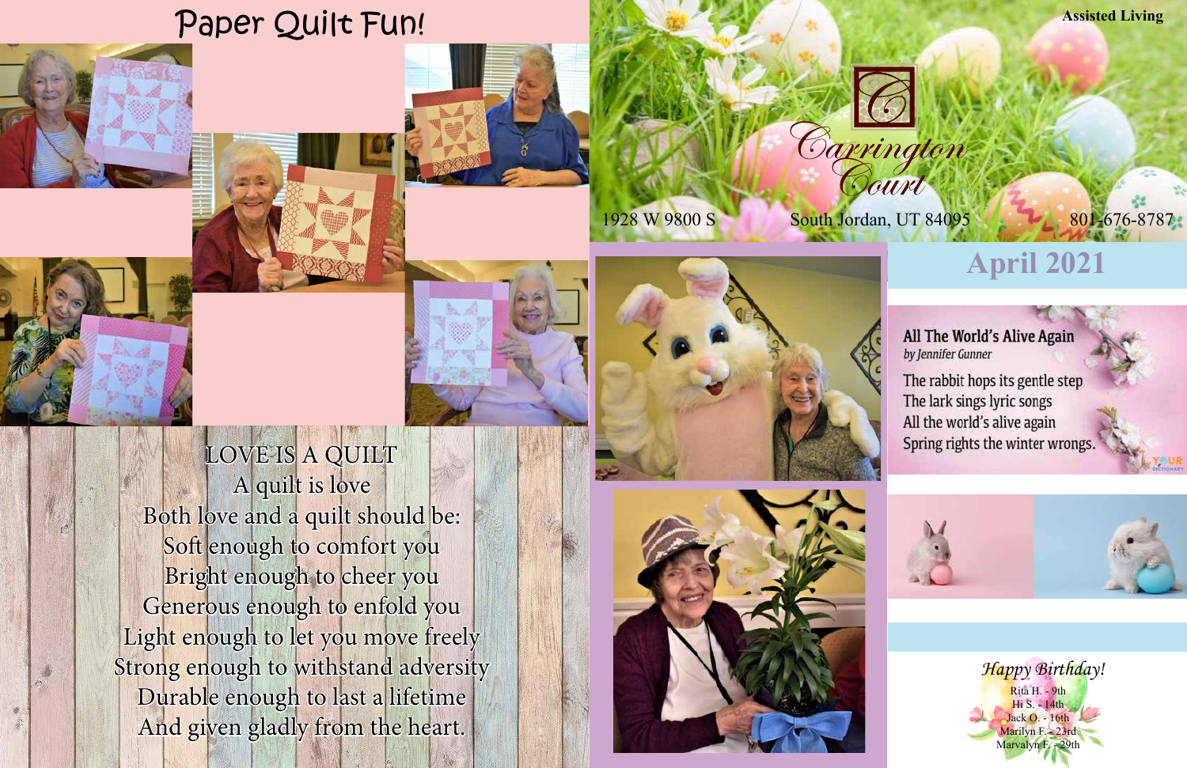# Paper Quilt Fun!

LOVE IS A QUILT
A quilt is love
Both love and a quilt should be:
Soft enough to comfort you
Bright enough to cheer you
Generous enough to enfold you
Light enough to let you move freely
Strong enough to withstand adversity
Durable enough to last a lifetime
And given gladly from the heart.

Assisted Living

Carrington Court

1928 W 9800 S South Jordan, UT 84095 801-676-8787

## April 2021

**All The World's Alive Again**
*by Jennifer Gunner*

The rabbit hops its gentle step
The lark sings lyric songs
All the world's alive again
Spring rights the winter wrongs.

*Happy Birthday!*

Rita H. - 9th
Hi S. - 14th
Jack O. - 16th
Marilyn F. - 23rd
Marvalyn F. - 29th